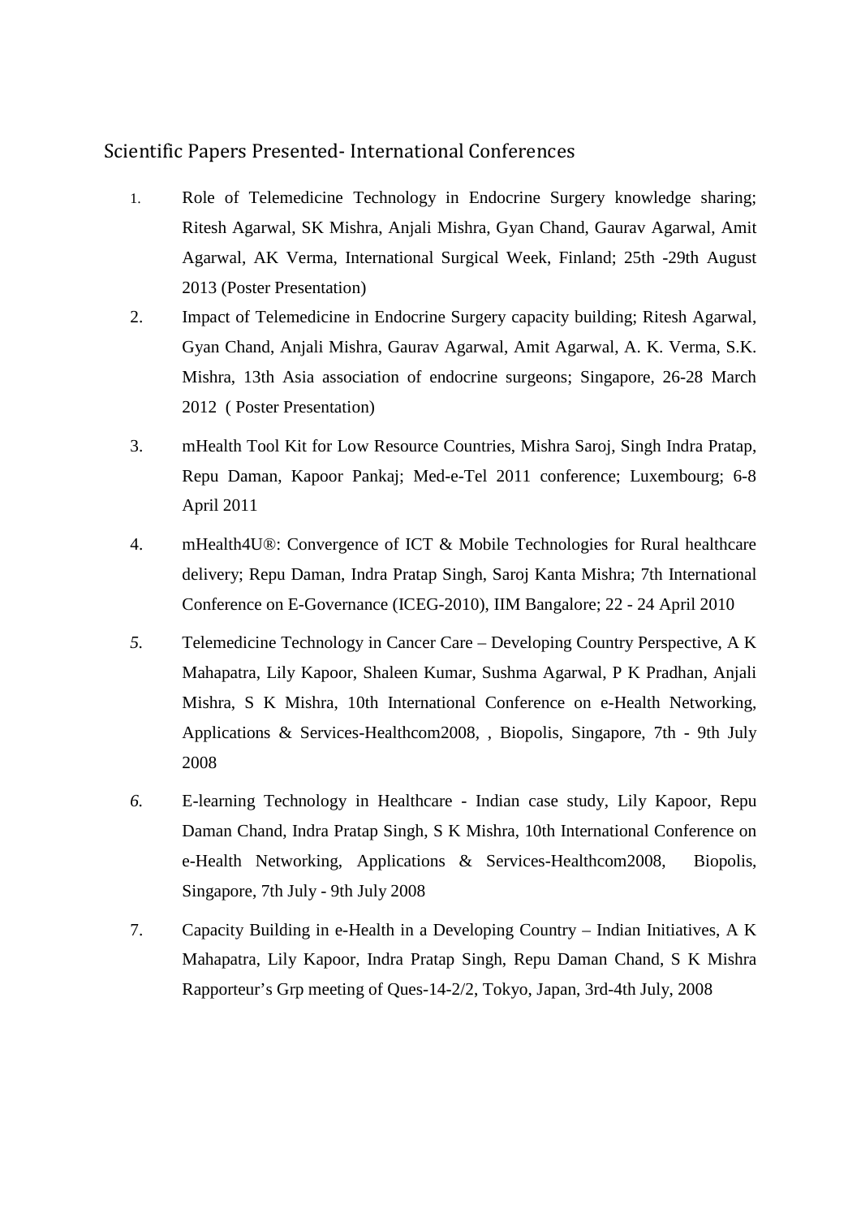## Scientific Papers Presented- International Conferences

1. Role of Telemedicine Technology in Endocrine Surgery knowledge sharing; Ritesh Agarwal, SK Mishra, Anjali Mishra, Gyan Chand, Gaurav Agarwal, Amit Agarwal, AK Verma, International Surgical Week, Finland; 25th -29th August 2013 (Poster Presentation)
2. Impact of Telemedicine in Endocrine Surgery capacity building; Ritesh Agarwal, Gyan Chand, Anjali Mishra, Gaurav Agarwal, Amit Agarwal, A. K. Verma, S.K. Mishra, 13th Asia association of endocrine surgeons; Singapore, 26-28 March 2012 ( Poster Presentation)
3. mHealth Tool Kit for Low Resource Countries, Mishra Saroj, Singh Indra Pratap, Repu Daman, Kapoor Pankaj; Med-e-Tel 2011 conference; Luxembourg; 6-8 April 2011
4. mHealth4U®: Convergence of ICT & Mobile Technologies for Rural healthcare delivery; Repu Daman, Indra Pratap Singh, Saroj Kanta Mishra; 7th International Conference on E-Governance (ICEG-2010), IIM Bangalore; 22 - 24 April 2010
5. Telemedicine Technology in Cancer Care – Developing Country Perspective, A K Mahapatra, Lily Kapoor, Shaleen Kumar, Sushma Agarwal, P K Pradhan, Anjali Mishra, S K Mishra, 10th International Conference on e-Health Networking, Applications & Services-Healthcom2008, , Biopolis, Singapore, 7th - 9th July 2008
6. E-learning Technology in Healthcare - Indian case study, Lily Kapoor, Repu Daman Chand, Indra Pratap Singh, S K Mishra, 10th International Conference on e-Health Networking, Applications & Services-Healthcom2008, Biopolis, Singapore, 7th July - 9th July 2008
7. Capacity Building in e-Health in a Developing Country – Indian Initiatives, A K Mahapatra, Lily Kapoor, Indra Pratap Singh, Repu Daman Chand, S K Mishra Rapporteur's Grp meeting of Ques-14-2/2, Tokyo, Japan, 3rd-4th July, 2008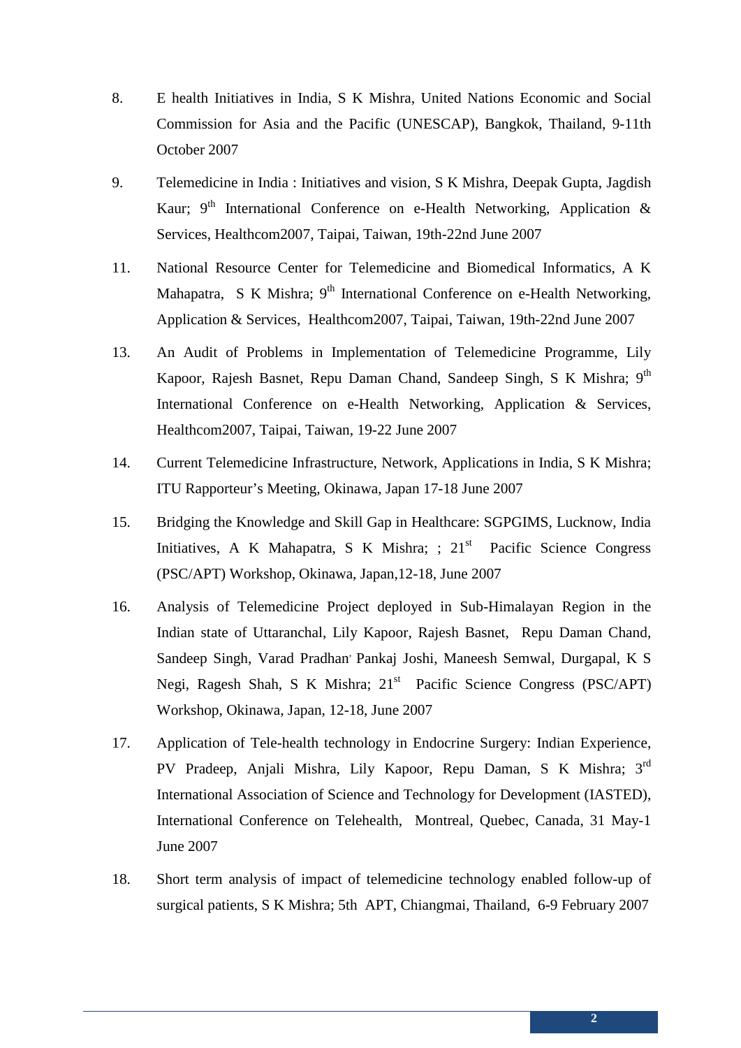8. E health Initiatives in India, S K Mishra, United Nations Economic and Social Commission for Asia and the Pacific (UNESCAP), Bangkok, Thailand, 9-11th October 2007

9. Telemedicine in India : Initiatives and vision, S K Mishra, Deepak Gupta, Jagdish Kaur; 9th International Conference on e-Health Networking, Application & Services, Healthcom2007, Taipai, Taiwan, 19th-22nd June 2007

11. National Resource Center for Telemedicine and Biomedical Informatics, A K Mahapatra, S K Mishra; 9th International Conference on e-Health Networking, Application & Services, Healthcom2007, Taipai, Taiwan, 19th-22nd June 2007

13. An Audit of Problems in Implementation of Telemedicine Programme, Lily Kapoor, Rajesh Basnet, Repu Daman Chand, Sandeep Singh, S K Mishra; 9th International Conference on e-Health Networking, Application & Services, Healthcom2007, Taipai, Taiwan, 19-22 June 2007

14. Current Telemedicine Infrastructure, Network, Applications in India, S K Mishra; ITU Rapporteur's Meeting, Okinawa, Japan 17-18 June 2007

15. Bridging the Knowledge and Skill Gap in Healthcare: SGPGIMS, Lucknow, India Initiatives, A K Mahapatra, S K Mishra; ; 21st Pacific Science Congress (PSC/APT) Workshop, Okinawa, Japan,12-18, June 2007

16. Analysis of Telemedicine Project deployed in Sub-Himalayan Region in the Indian state of Uttaranchal, Lily Kapoor, Rajesh Basnet, Repu Daman Chand, Sandeep Singh, Varad Pradhan' Pankaj Joshi, Maneesh Semwal, Durgapal, K S Negi, Ragesh Shah, S K Mishra; 21st Pacific Science Congress (PSC/APT) Workshop, Okinawa, Japan, 12-18, June 2007

17. Application of Tele-health technology in Endocrine Surgery: Indian Experience, PV Pradeep, Anjali Mishra, Lily Kapoor, Repu Daman, S K Mishra; 3rd International Association of Science and Technology for Development (IASTED), International Conference on Telehealth, Montreal, Quebec, Canada, 31 May-1 June 2007

18. Short term analysis of impact of telemedicine technology enabled follow-up of surgical patients, S K Mishra; 5th APT, Chiangmai, Thailand, 6-9 February 2007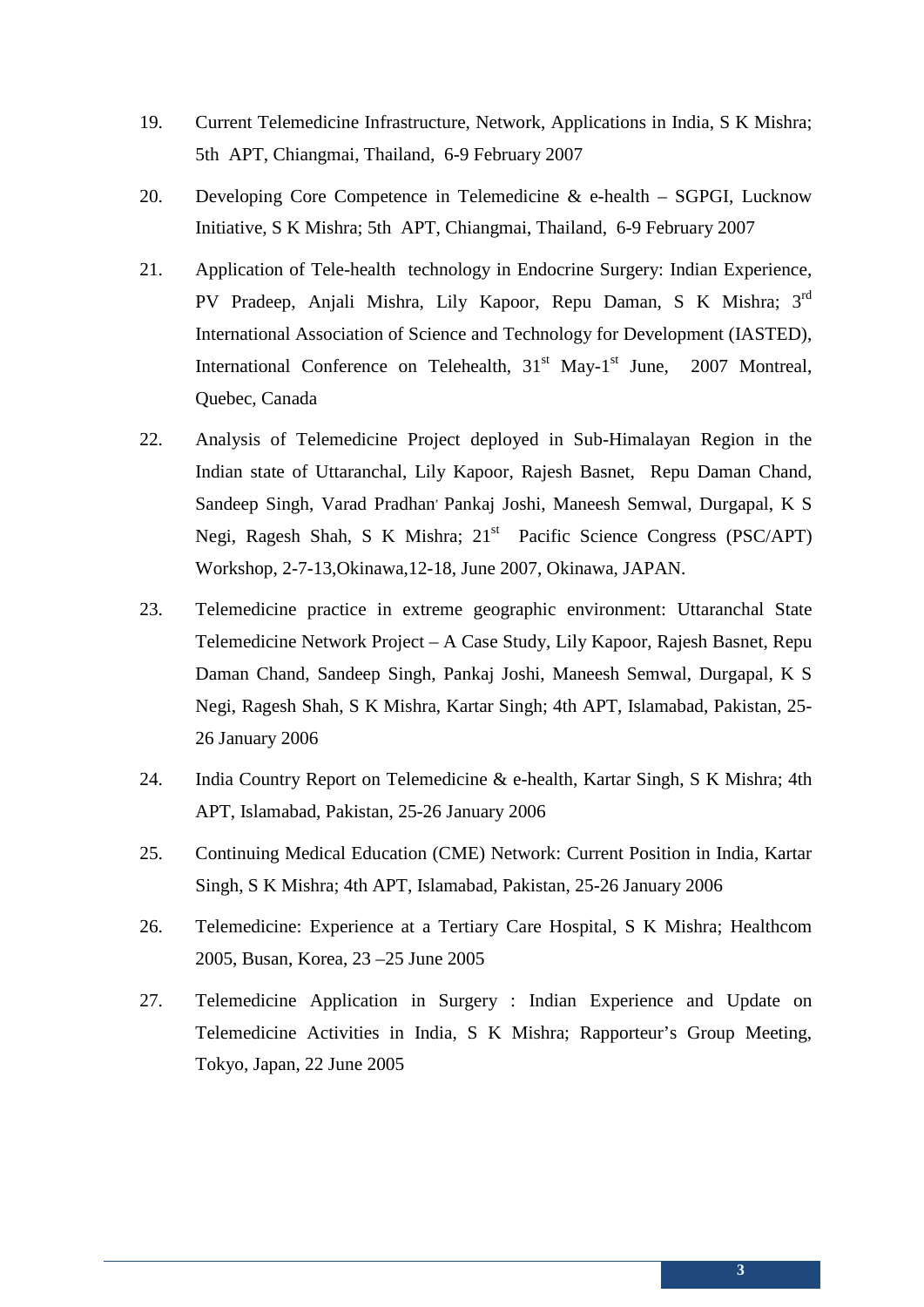19. Current Telemedicine Infrastructure, Network, Applications in India, S K Mishra; 5th APT, Chiangmai, Thailand, 6-9 February 2007

20. Developing Core Competence in Telemedicine & e-health – SGPGI, Lucknow Initiative, S K Mishra; 5th APT, Chiangmai, Thailand, 6-9 February 2007

21. Application of Tele-health technology in Endocrine Surgery: Indian Experience, PV Pradeep, Anjali Mishra, Lily Kapoor, Repu Daman, S K Mishra; 3rd International Association of Science and Technology for Development (IASTED), International Conference on Telehealth, 31st May-1st June, 2007 Montreal, Quebec, Canada

22. Analysis of Telemedicine Project deployed in Sub-Himalayan Region in the Indian state of Uttaranchal, Lily Kapoor, Rajesh Basnet, Repu Daman Chand, Sandeep Singh, Varad Pradhan' Pankaj Joshi, Maneesh Semwal, Durgapal, K S Negi, Ragesh Shah, S K Mishra; 21st Pacific Science Congress (PSC/APT) Workshop, 2-7-13,Okinawa,12-18, June 2007, Okinawa, JAPAN.

23. Telemedicine practice in extreme geographic environment: Uttaranchal State Telemedicine Network Project – A Case Study, Lily Kapoor, Rajesh Basnet, Repu Daman Chand, Sandeep Singh, Pankaj Joshi, Maneesh Semwal, Durgapal, K S Negi, Ragesh Shah, S K Mishra, Kartar Singh; 4th APT, Islamabad, Pakistan, 25-26 January 2006

24. India Country Report on Telemedicine & e-health, Kartar Singh, S K Mishra; 4th APT, Islamabad, Pakistan, 25-26 January 2006

25. Continuing Medical Education (CME) Network: Current Position in India, Kartar Singh, S K Mishra; 4th APT, Islamabad, Pakistan, 25-26 January 2006

26. Telemedicine: Experience at a Tertiary Care Hospital, S K Mishra; Healthcom 2005, Busan, Korea, 23 –25 June 2005

27. Telemedicine Application in Surgery : Indian Experience and Update on Telemedicine Activities in India, S K Mishra; Rapporteur's Group Meeting, Tokyo, Japan, 22 June 2005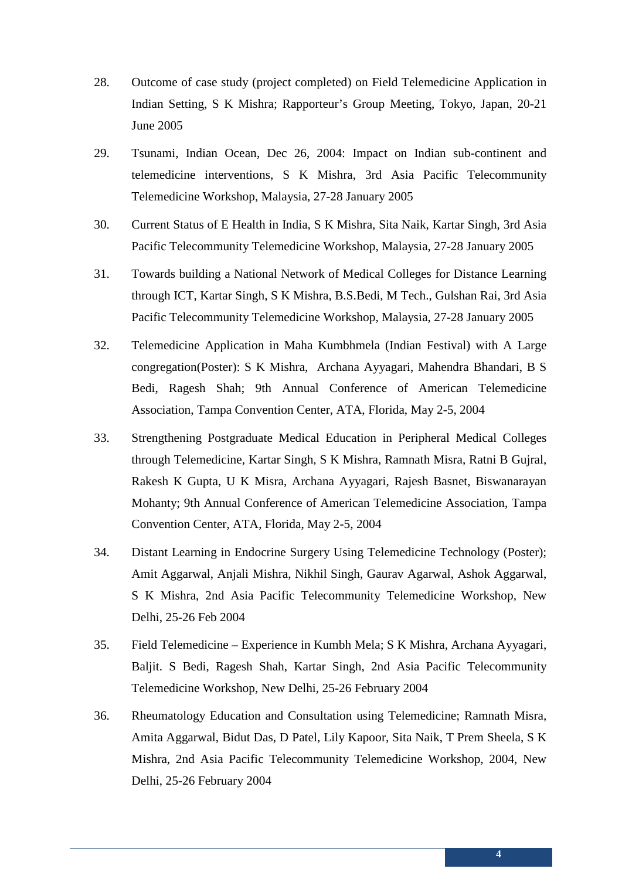28. Outcome of case study (project completed) on Field Telemedicine Application in Indian Setting, S K Mishra; Rapporteur's Group Meeting, Tokyo, Japan, 20-21 June 2005

29. Tsunami, Indian Ocean, Dec 26, 2004: Impact on Indian sub-continent and telemedicine interventions, S K Mishra, 3rd Asia Pacific Telecommunity Telemedicine Workshop, Malaysia, 27-28 January 2005

30. Current Status of E Health in India, S K Mishra, Sita Naik, Kartar Singh, 3rd Asia Pacific Telecommunity Telemedicine Workshop, Malaysia, 27-28 January 2005

31. Towards building a National Network of Medical Colleges for Distance Learning through ICT, Kartar Singh, S K Mishra, B.S.Bedi, M Tech., Gulshan Rai, 3rd Asia Pacific Telecommunity Telemedicine Workshop, Malaysia, 27-28 January 2005

32. Telemedicine Application in Maha Kumbhmela (Indian Festival) with A Large congregation(Poster): S K Mishra, Archana Ayyagari, Mahendra Bhandari, B S Bedi, Ragesh Shah; 9th Annual Conference of American Telemedicine Association, Tampa Convention Center, ATA, Florida, May 2-5, 2004

33. Strengthening Postgraduate Medical Education in Peripheral Medical Colleges through Telemedicine, Kartar Singh, S K Mishra, Ramnath Misra, Ratni B Gujral, Rakesh K Gupta, U K Misra, Archana Ayyagari, Rajesh Basnet, Biswanarayan Mohanty; 9th Annual Conference of American Telemedicine Association, Tampa Convention Center, ATA, Florida, May 2-5, 2004

34. Distant Learning in Endocrine Surgery Using Telemedicine Technology (Poster); Amit Aggarwal, Anjali Mishra, Nikhil Singh, Gaurav Agarwal, Ashok Aggarwal, S K Mishra, 2nd Asia Pacific Telecommunity Telemedicine Workshop, New Delhi, 25-26 Feb 2004

35. Field Telemedicine – Experience in Kumbh Mela; S K Mishra, Archana Ayyagari, Baljit. S Bedi, Ragesh Shah, Kartar Singh, 2nd Asia Pacific Telecommunity Telemedicine Workshop, New Delhi, 25-26 February 2004

36. Rheumatology Education and Consultation using Telemedicine; Ramnath Misra, Amita Aggarwal, Bidut Das, D Patel, Lily Kapoor, Sita Naik, T Prem Sheela, S K Mishra, 2nd Asia Pacific Telecommunity Telemedicine Workshop, 2004, New Delhi, 25-26 February 2004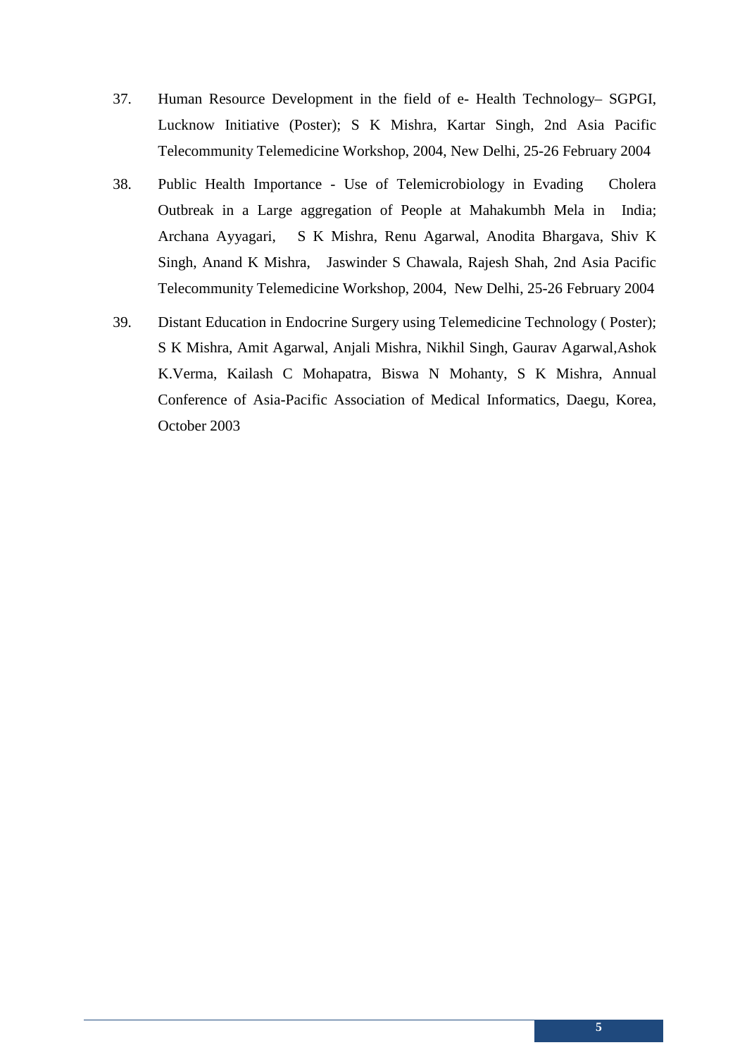37. Human Resource Development in the field of e- Health Technology– SGPGI, Lucknow Initiative (Poster); S K Mishra, Kartar Singh, 2nd Asia Pacific Telecommunity Telemedicine Workshop, 2004, New Delhi, 25-26 February 2004

38. Public Health Importance - Use of Telemicrobiology in Evading Cholera Outbreak in a Large aggregation of People at Mahakumbh Mela in India; Archana Ayyagari, S K Mishra, Renu Agarwal, Anodita Bhargava, Shiv K Singh, Anand K Mishra, Jaswinder S Chawala, Rajesh Shah, 2nd Asia Pacific Telecommunity Telemedicine Workshop, 2004, New Delhi, 25-26 February 2004

39. Distant Education in Endocrine Surgery using Telemedicine Technology ( Poster); S K Mishra, Amit Agarwal, Anjali Mishra, Nikhil Singh, Gaurav Agarwal,Ashok K.Verma, Kailash C Mohapatra, Biswa N Mohanty, S K Mishra, Annual Conference of Asia-Pacific Association of Medical Informatics, Daegu, Korea, October 2003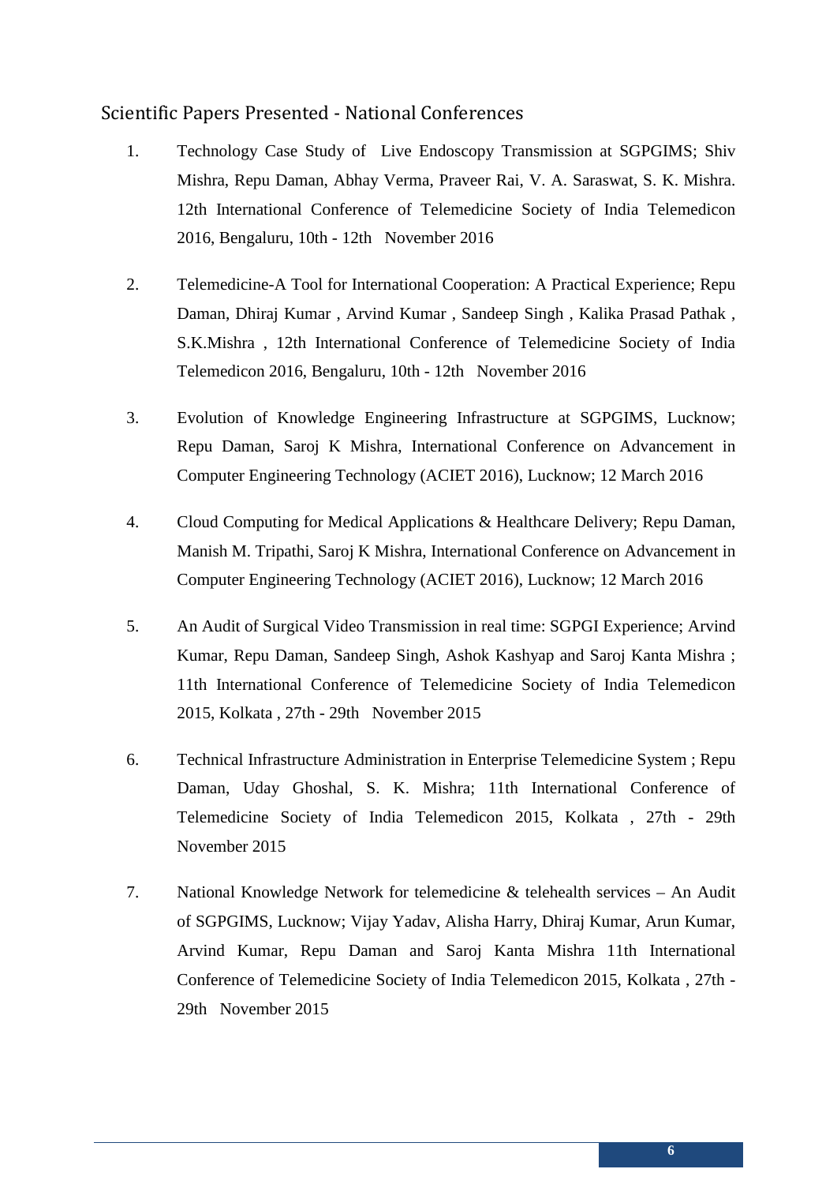## Scientific Papers Presented - National Conferences

1. Technology Case Study of Live Endoscopy Transmission at SGPGIMS; Shiv Mishra, Repu Daman, Abhay Verma, Praveer Rai, V. A. Saraswat, S. K. Mishra. 12th International Conference of Telemedicine Society of India Telemedicon 2016, Bengaluru, 10th - 12th November 2016

2. Telemedicine-A Tool for International Cooperation: A Practical Experience; Repu Daman, Dhiraj Kumar , Arvind Kumar , Sandeep Singh , Kalika Prasad Pathak , S.K.Mishra , 12th International Conference of Telemedicine Society of India Telemedicon 2016, Bengaluru, 10th - 12th November 2016

3. Evolution of Knowledge Engineering Infrastructure at SGPGIMS, Lucknow; Repu Daman, Saroj K Mishra, International Conference on Advancement in Computer Engineering Technology (ACIET 2016), Lucknow; 12 March 2016

4. Cloud Computing for Medical Applications & Healthcare Delivery; Repu Daman, Manish M. Tripathi, Saroj K Mishra, International Conference on Advancement in Computer Engineering Technology (ACIET 2016), Lucknow; 12 March 2016

5. An Audit of Surgical Video Transmission in real time: SGPGI Experience; Arvind Kumar, Repu Daman, Sandeep Singh, Ashok Kashyap and Saroj Kanta Mishra ; 11th International Conference of Telemedicine Society of India Telemedicon 2015, Kolkata , 27th - 29th November 2015

6. Technical Infrastructure Administration in Enterprise Telemedicine System ; Repu Daman, Uday Ghoshal, S. K. Mishra; 11th International Conference of Telemedicine Society of India Telemedicon 2015, Kolkata , 27th - 29th November 2015

7. National Knowledge Network for telemedicine & telehealth services – An Audit of SGPGIMS, Lucknow; Vijay Yadav, Alisha Harry, Dhiraj Kumar, Arun Kumar, Arvind Kumar, Repu Daman and Saroj Kanta Mishra 11th International Conference of Telemedicine Society of India Telemedicon 2015, Kolkata , 27th - 29th November 2015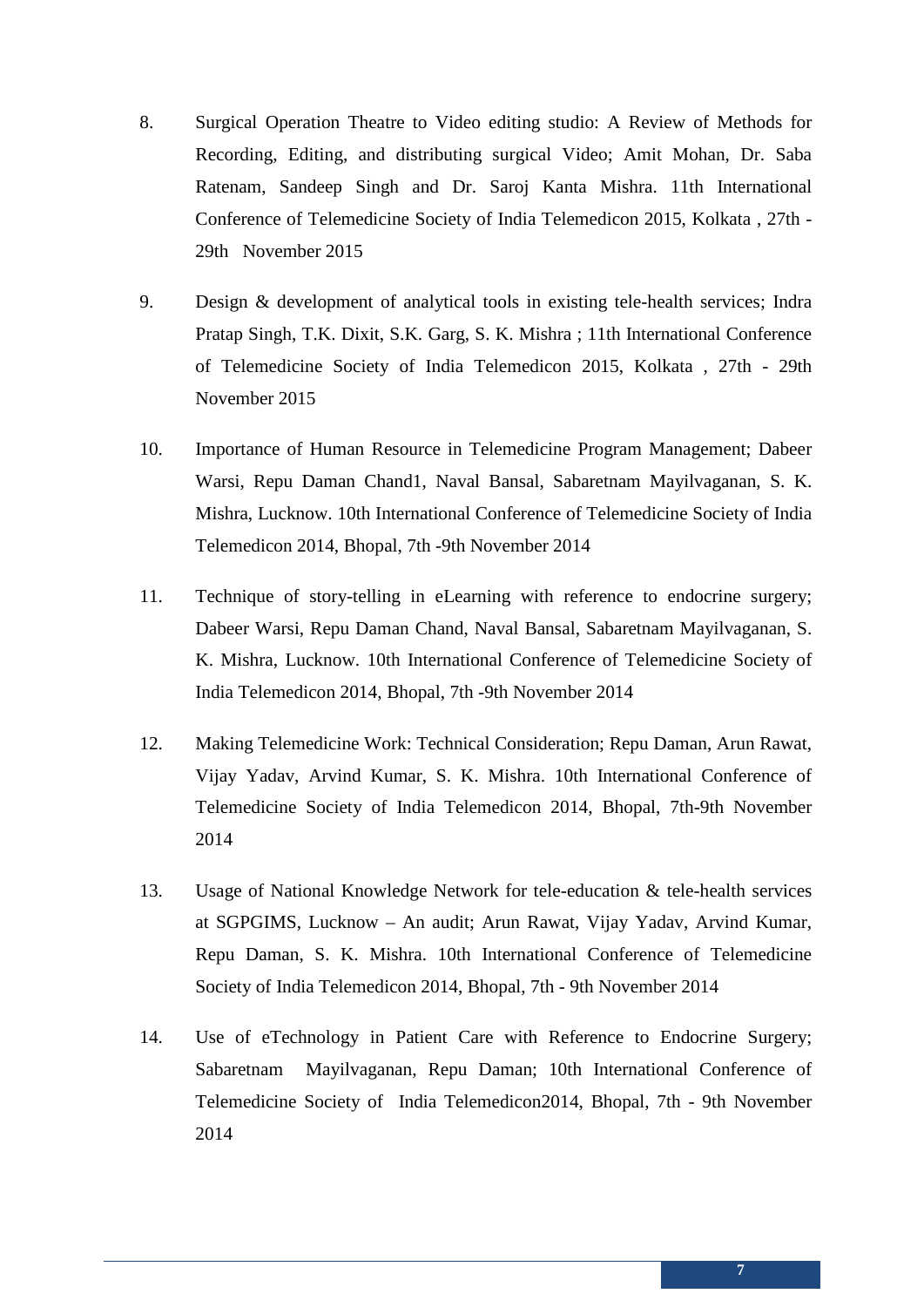8. Surgical Operation Theatre to Video editing studio: A Review of Methods for Recording, Editing, and distributing surgical Video; Amit Mohan, Dr. Saba Ratenam, Sandeep Singh and Dr. Saroj Kanta Mishra. 11th International Conference of Telemedicine Society of India Telemedicon 2015, Kolkata , 27th - 29th November 2015

9. Design & development of analytical tools in existing tele-health services; Indra Pratap Singh, T.K. Dixit, S.K. Garg, S. K. Mishra ; 11th International Conference of Telemedicine Society of India Telemedicon 2015, Kolkata , 27th - 29th November 2015

10. Importance of Human Resource in Telemedicine Program Management; Dabeer Warsi, Repu Daman Chand1, Naval Bansal, Sabaretnam Mayilvaganan, S. K. Mishra, Lucknow. 10th International Conference of Telemedicine Society of India Telemedicon 2014, Bhopal, 7th -9th November 2014

11. Technique of story-telling in eLearning with reference to endocrine surgery; Dabeer Warsi, Repu Daman Chand, Naval Bansal, Sabaretnam Mayilvaganan, S. K. Mishra, Lucknow. 10th International Conference of Telemedicine Society of India Telemedicon 2014, Bhopal, 7th -9th November 2014

12. Making Telemedicine Work: Technical Consideration; Repu Daman, Arun Rawat, Vijay Yadav, Arvind Kumar, S. K. Mishra. 10th International Conference of Telemedicine Society of India Telemedicon 2014, Bhopal, 7th-9th November 2014

13. Usage of National Knowledge Network for tele-education & tele-health services at SGPGIMS, Lucknow – An audit; Arun Rawat, Vijay Yadav, Arvind Kumar, Repu Daman, S. K. Mishra. 10th International Conference of Telemedicine Society of India Telemedicon 2014, Bhopal, 7th - 9th November 2014

14. Use of eTechnology in Patient Care with Reference to Endocrine Surgery; Sabaretnam Mayilvaganan, Repu Daman; 10th International Conference of Telemedicine Society of India Telemedicon2014, Bhopal, 7th - 9th November 2014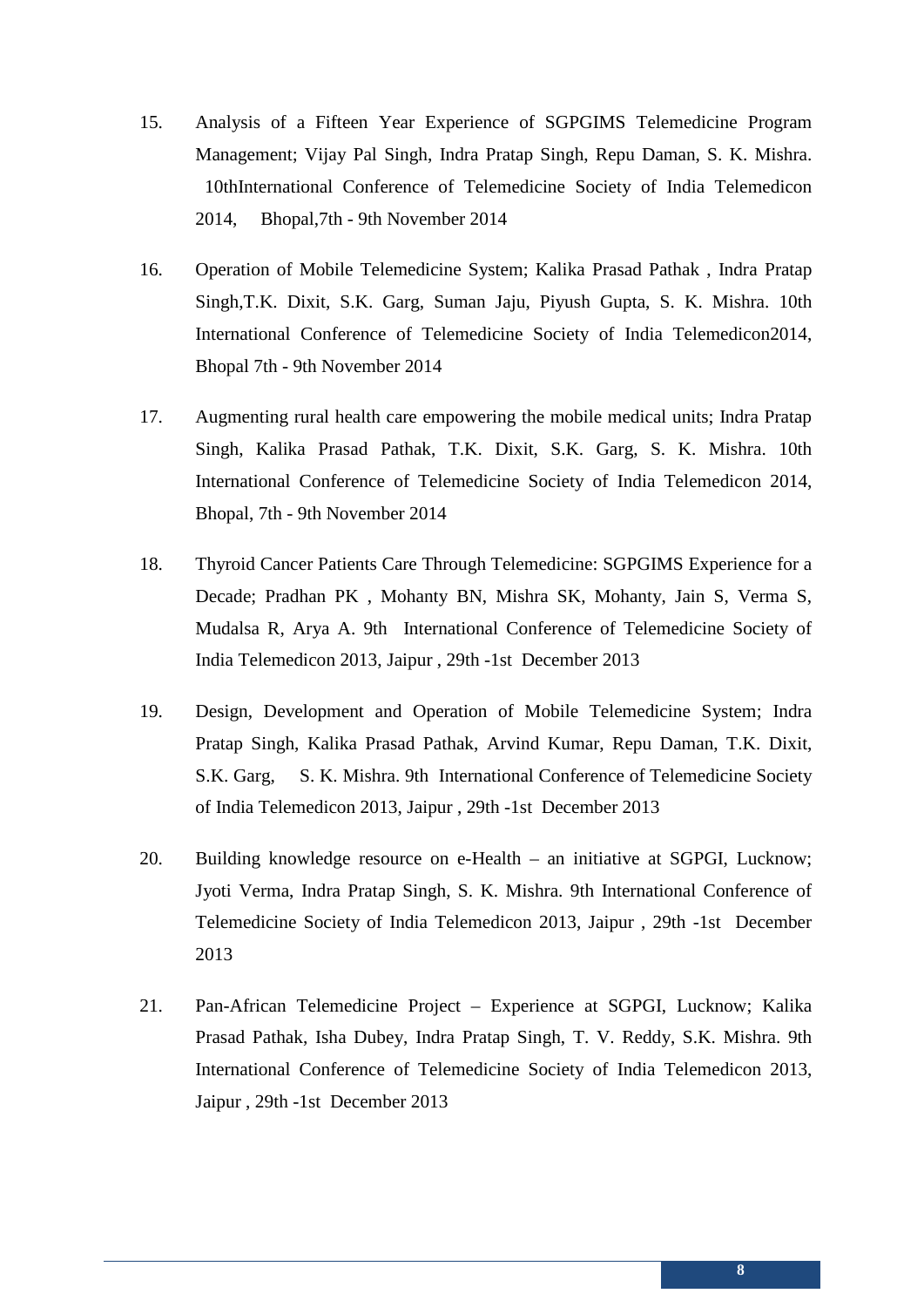15. Analysis of a Fifteen Year Experience of SGPGIMS Telemedicine Program Management; Vijay Pal Singh, Indra Pratap Singh, Repu Daman, S. K. Mishra. 10thInternational Conference of Telemedicine Society of India Telemedicon 2014, Bhopal,7th - 9th November 2014

16. Operation of Mobile Telemedicine System; Kalika Prasad Pathak , Indra Pratap Singh,T.K. Dixit, S.K. Garg, Suman Jaju, Piyush Gupta, S. K. Mishra. 10th International Conference of Telemedicine Society of India Telemedicon2014, Bhopal 7th - 9th November 2014

17. Augmenting rural health care empowering the mobile medical units; Indra Pratap Singh, Kalika Prasad Pathak, T.K. Dixit, S.K. Garg, S. K. Mishra. 10th International Conference of Telemedicine Society of India Telemedicon 2014, Bhopal, 7th - 9th November 2014

18. Thyroid Cancer Patients Care Through Telemedicine: SGPGIMS Experience for a Decade; Pradhan PK , Mohanty BN, Mishra SK, Mohanty, Jain S, Verma S, Mudalsa R, Arya A. 9th International Conference of Telemedicine Society of India Telemedicon 2013, Jaipur , 29th -1st December 2013

19. Design, Development and Operation of Mobile Telemedicine System; Indra Pratap Singh, Kalika Prasad Pathak, Arvind Kumar, Repu Daman, T.K. Dixit, S.K. Garg, S. K. Mishra. 9th International Conference of Telemedicine Society of India Telemedicon 2013, Jaipur , 29th -1st December 2013

20. Building knowledge resource on e-Health – an initiative at SGPGI, Lucknow; Jyoti Verma, Indra Pratap Singh, S. K. Mishra. 9th International Conference of Telemedicine Society of India Telemedicon 2013, Jaipur , 29th -1st December 2013

21. Pan-African Telemedicine Project – Experience at SGPGI, Lucknow; Kalika Prasad Pathak, Isha Dubey, Indra Pratap Singh, T. V. Reddy, S.K. Mishra. 9th International Conference of Telemedicine Society of India Telemedicon 2013, Jaipur , 29th -1st December 2013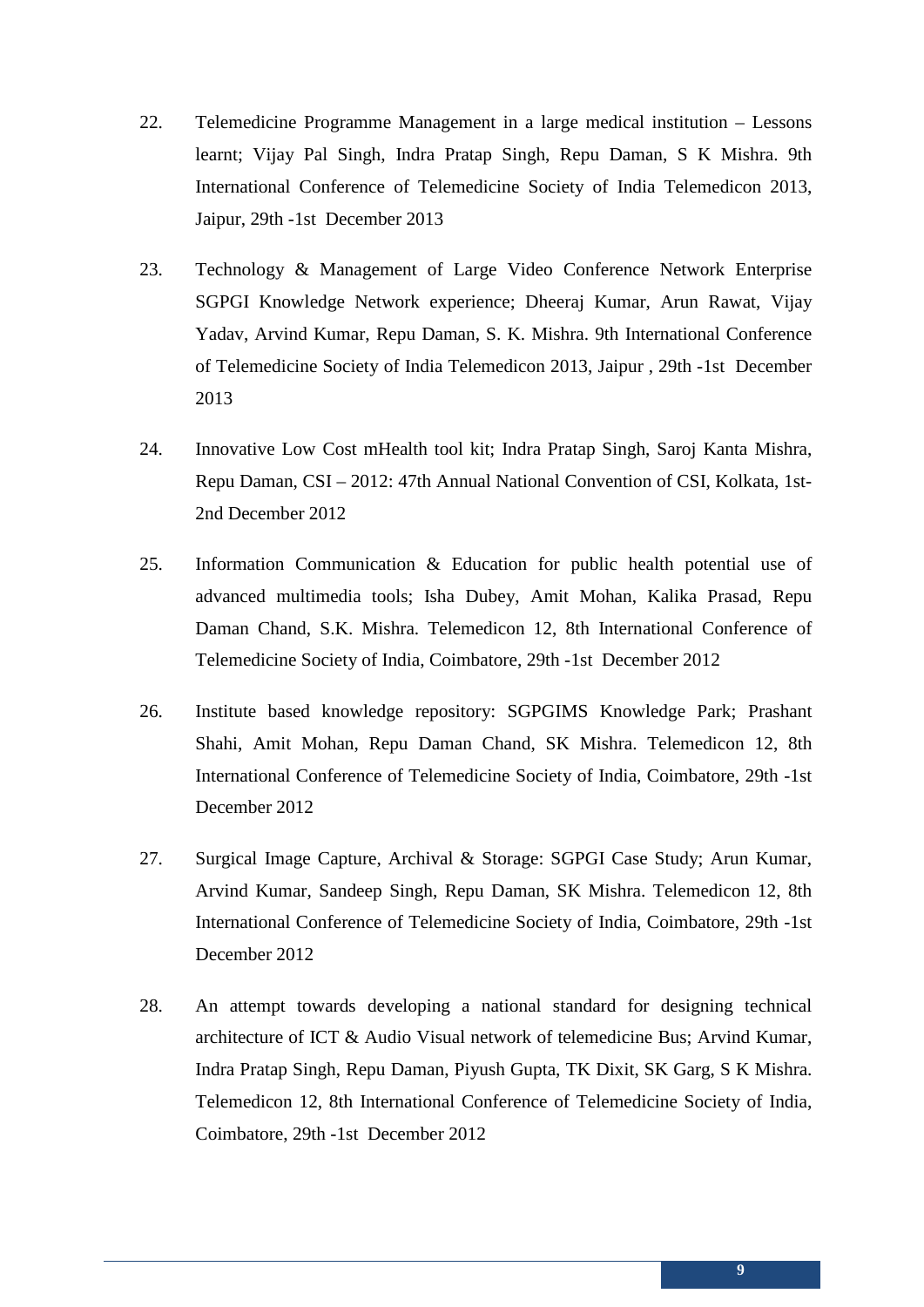22. Telemedicine Programme Management in a large medical institution – Lessons learnt; Vijay Pal Singh, Indra Pratap Singh, Repu Daman, S K Mishra. 9th International Conference of Telemedicine Society of India Telemedicon 2013, Jaipur, 29th -1st December 2013

23. Technology & Management of Large Video Conference Network Enterprise SGPGI Knowledge Network experience; Dheeraj Kumar, Arun Rawat, Vijay Yadav, Arvind Kumar, Repu Daman, S. K. Mishra. 9th International Conference of Telemedicine Society of India Telemedicon 2013, Jaipur , 29th -1st December 2013

24. Innovative Low Cost mHealth tool kit; Indra Pratap Singh, Saroj Kanta Mishra, Repu Daman, CSI – 2012: 47th Annual National Convention of CSI, Kolkata, 1st-2nd December 2012

25. Information Communication & Education for public health potential use of advanced multimedia tools; Isha Dubey, Amit Mohan, Kalika Prasad, Repu Daman Chand, S.K. Mishra. Telemedicon 12, 8th International Conference of Telemedicine Society of India, Coimbatore, 29th -1st December 2012

26. Institute based knowledge repository: SGPGIMS Knowledge Park; Prashant Shahi, Amit Mohan, Repu Daman Chand, SK Mishra. Telemedicon 12, 8th International Conference of Telemedicine Society of India, Coimbatore, 29th -1st December 2012

27. Surgical Image Capture, Archival & Storage: SGPGI Case Study; Arun Kumar, Arvind Kumar, Sandeep Singh, Repu Daman, SK Mishra. Telemedicon 12, 8th International Conference of Telemedicine Society of India, Coimbatore, 29th -1st December 2012

28. An attempt towards developing a national standard for designing technical architecture of ICT & Audio Visual network of telemedicine Bus; Arvind Kumar, Indra Pratap Singh, Repu Daman, Piyush Gupta, TK Dixit, SK Garg, S K Mishra. Telemedicon 12, 8th International Conference of Telemedicine Society of India, Coimbatore, 29th -1st December 2012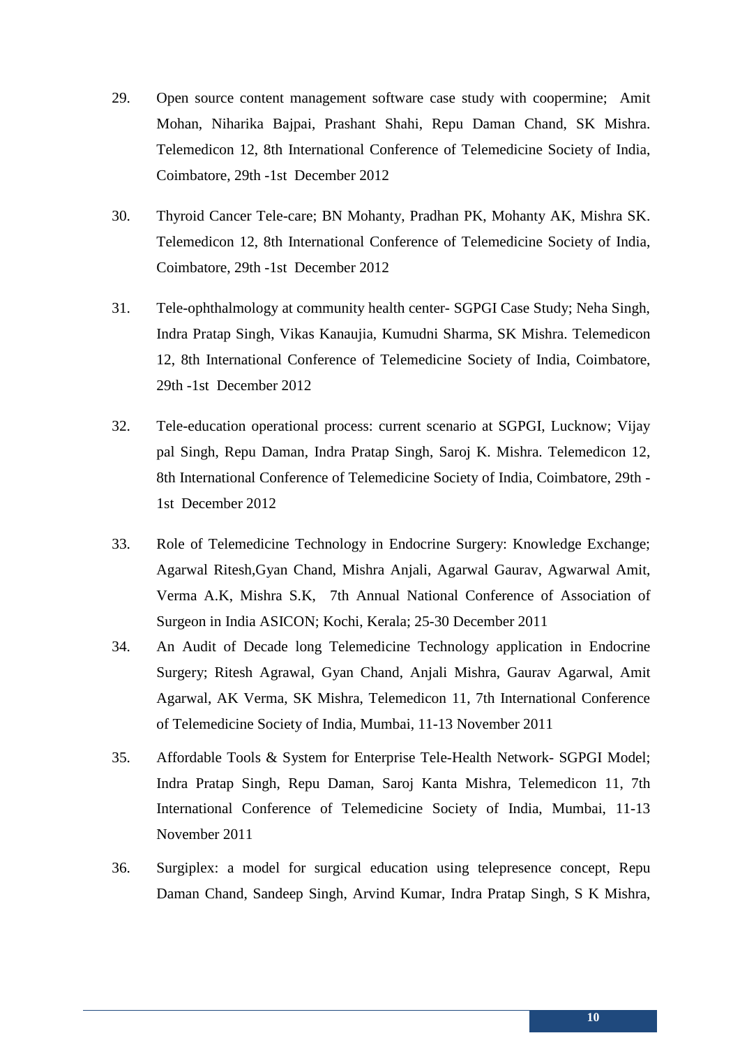29. Open source content management software case study with coopermine; Amit Mohan, Niharika Bajpai, Prashant Shahi, Repu Daman Chand, SK Mishra. Telemedicon 12, 8th International Conference of Telemedicine Society of India, Coimbatore, 29th -1st December 2012

30. Thyroid Cancer Tele-care; BN Mohanty, Pradhan PK, Mohanty AK, Mishra SK. Telemedicon 12, 8th International Conference of Telemedicine Society of India, Coimbatore, 29th -1st December 2012

31. Tele-ophthalmology at community health center- SGPGI Case Study; Neha Singh, Indra Pratap Singh, Vikas Kanaujia, Kumudni Sharma, SK Mishra. Telemedicon 12, 8th International Conference of Telemedicine Society of India, Coimbatore, 29th -1st December 2012

32. Tele-education operational process: current scenario at SGPGI, Lucknow; Vijay pal Singh, Repu Daman, Indra Pratap Singh, Saroj K. Mishra. Telemedicon 12, 8th International Conference of Telemedicine Society of India, Coimbatore, 29th - 1st December 2012

33. Role of Telemedicine Technology in Endocrine Surgery: Knowledge Exchange; Agarwal Ritesh,Gyan Chand, Mishra Anjali, Agarwal Gaurav, Agwarwal Amit, Verma A.K, Mishra S.K, 7th Annual National Conference of Association of Surgeon in India ASICON; Kochi, Kerala; 25-30 December 2011

34. An Audit of Decade long Telemedicine Technology application in Endocrine Surgery; Ritesh Agrawal, Gyan Chand, Anjali Mishra, Gaurav Agarwal, Amit Agarwal, AK Verma, SK Mishra, Telemedicon 11, 7th International Conference of Telemedicine Society of India, Mumbai, 11-13 November 2011

35. Affordable Tools & System for Enterprise Tele-Health Network- SGPGI Model; Indra Pratap Singh, Repu Daman, Saroj Kanta Mishra, Telemedicon 11, 7th International Conference of Telemedicine Society of India, Mumbai, 11-13 November 2011

36. Surgiplex: a model for surgical education using telepresence concept, Repu Daman Chand, Sandeep Singh, Arvind Kumar, Indra Pratap Singh, S K Mishra,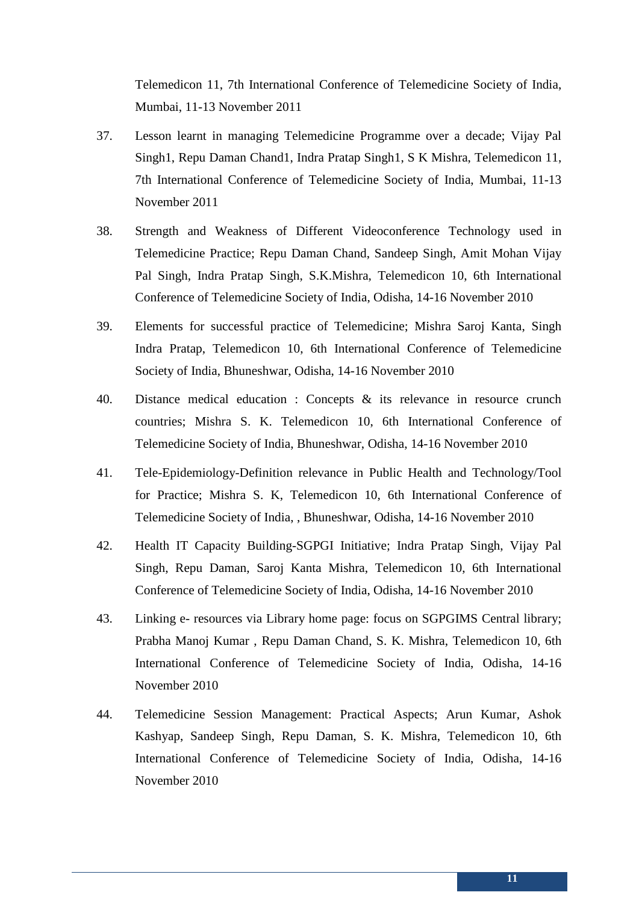Telemedicon 11, 7th International Conference of Telemedicine Society of India, Mumbai, 11-13 November 2011

37. Lesson learnt in managing Telemedicine Programme over a decade; Vijay Pal Singh1, Repu Daman Chand1, Indra Pratap Singh1, S K Mishra, Telemedicon 11, 7th International Conference of Telemedicine Society of India, Mumbai, 11-13 November 2011

38. Strength and Weakness of Different Videoconference Technology used in Telemedicine Practice; Repu Daman Chand, Sandeep Singh, Amit Mohan Vijay Pal Singh, Indra Pratap Singh, S.K.Mishra, Telemedicon 10, 6th International Conference of Telemedicine Society of India, Odisha, 14-16 November 2010

39. Elements for successful practice of Telemedicine; Mishra Saroj Kanta, Singh Indra Pratap, Telemedicon 10, 6th International Conference of Telemedicine Society of India, Bhuneshwar, Odisha, 14-16 November 2010

40. Distance medical education : Concepts & its relevance in resource crunch countries; Mishra S. K. Telemedicon 10, 6th International Conference of Telemedicine Society of India, Bhuneshwar, Odisha, 14-16 November 2010

41. Tele-Epidemiology-Definition relevance in Public Health and Technology/Tool for Practice; Mishra S. K, Telemedicon 10, 6th International Conference of Telemedicine Society of India, , Bhuneshwar, Odisha, 14-16 November 2010

42. Health IT Capacity Building-SGPGI Initiative; Indra Pratap Singh, Vijay Pal Singh, Repu Daman, Saroj Kanta Mishra, Telemedicon 10, 6th International Conference of Telemedicine Society of India, Odisha, 14-16 November 2010

43. Linking e- resources via Library home page: focus on SGPGIMS Central library; Prabha Manoj Kumar , Repu Daman Chand, S. K. Mishra, Telemedicon 10, 6th International Conference of Telemedicine Society of India, Odisha, 14-16 November 2010

44. Telemedicine Session Management: Practical Aspects; Arun Kumar, Ashok Kashyap, Sandeep Singh, Repu Daman, S. K. Mishra, Telemedicon 10, 6th International Conference of Telemedicine Society of India, Odisha, 14-16 November 2010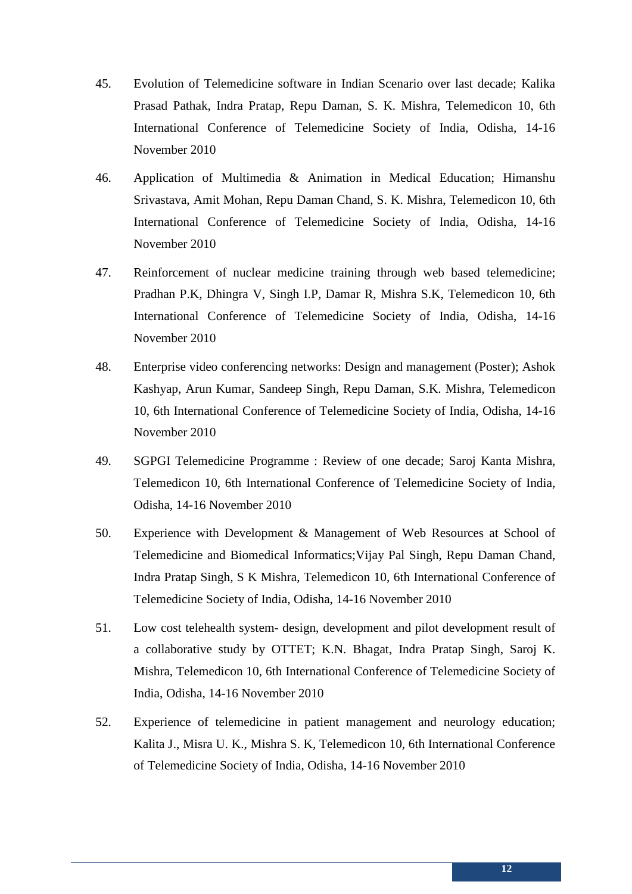45. Evolution of Telemedicine software in Indian Scenario over last decade; Kalika Prasad Pathak, Indra Pratap, Repu Daman, S. K. Mishra, Telemedicon 10, 6th International Conference of Telemedicine Society of India, Odisha, 14-16 November 2010

46. Application of Multimedia & Animation in Medical Education; Himanshu Srivastava, Amit Mohan, Repu Daman Chand, S. K. Mishra, Telemedicon 10, 6th International Conference of Telemedicine Society of India, Odisha, 14-16 November 2010

47. Reinforcement of nuclear medicine training through web based telemedicine; Pradhan P.K, Dhingra V, Singh I.P, Damar R, Mishra S.K, Telemedicon 10, 6th International Conference of Telemedicine Society of India, Odisha, 14-16 November 2010

48. Enterprise video conferencing networks: Design and management (Poster); Ashok Kashyap, Arun Kumar, Sandeep Singh, Repu Daman, S.K. Mishra, Telemedicon 10, 6th International Conference of Telemedicine Society of India, Odisha, 14-16 November 2010

49. SGPGI Telemedicine Programme : Review of one decade; Saroj Kanta Mishra, Telemedicon 10, 6th International Conference of Telemedicine Society of India, Odisha, 14-16 November 2010

50. Experience with Development & Management of Web Resources at School of Telemedicine and Biomedical Informatics;Vijay Pal Singh, Repu Daman Chand, Indra Pratap Singh, S K Mishra, Telemedicon 10, 6th International Conference of Telemedicine Society of India, Odisha, 14-16 November 2010

51. Low cost telehealth system- design, development and pilot development result of a collaborative study by OTTET; K.N. Bhagat, Indra Pratap Singh, Saroj K. Mishra, Telemedicon 10, 6th International Conference of Telemedicine Society of India, Odisha, 14-16 November 2010

52. Experience of telemedicine in patient management and neurology education; Kalita J., Misra U. K., Mishra S. K, Telemedicon 10, 6th International Conference of Telemedicine Society of India, Odisha, 14-16 November 2010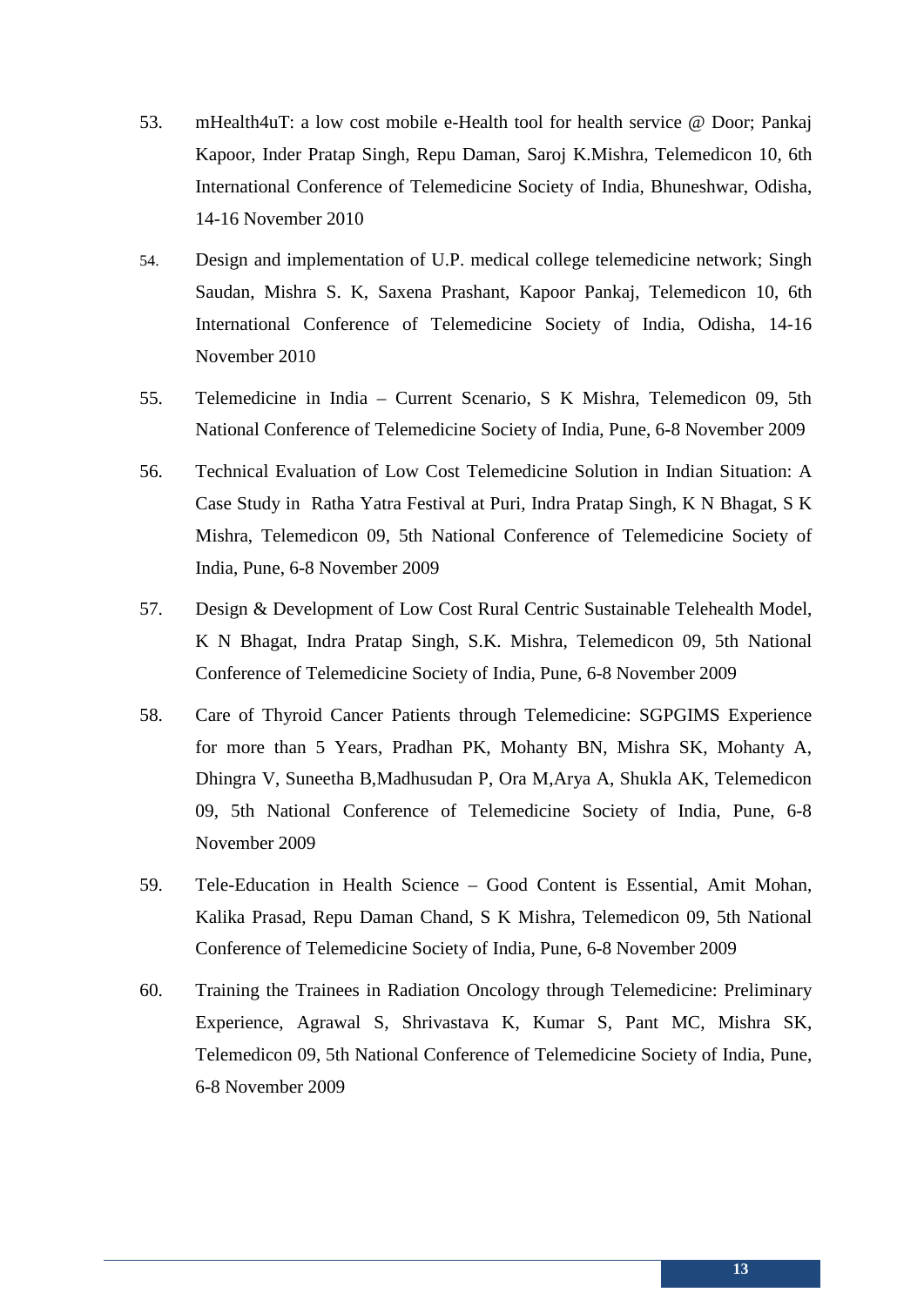53. mHealth4uT: a low cost mobile e-Health tool for health service @ Door; Pankaj Kapoor, Inder Pratap Singh, Repu Daman, Saroj K.Mishra, Telemedicon 10, 6th International Conference of Telemedicine Society of India, Bhuneshwar, Odisha, 14-16 November 2010

54. Design and implementation of U.P. medical college telemedicine network; Singh Saudan, Mishra S. K, Saxena Prashant, Kapoor Pankaj, Telemedicon 10, 6th International Conference of Telemedicine Society of India, Odisha, 14-16 November 2010

55. Telemedicine in India – Current Scenario, S K Mishra, Telemedicon 09, 5th National Conference of Telemedicine Society of India, Pune, 6-8 November 2009

56. Technical Evaluation of Low Cost Telemedicine Solution in Indian Situation: A Case Study in Ratha Yatra Festival at Puri, Indra Pratap Singh, K N Bhagat, S K Mishra, Telemedicon 09, 5th National Conference of Telemedicine Society of India, Pune, 6-8 November 2009

57. Design & Development of Low Cost Rural Centric Sustainable Telehealth Model, K N Bhagat, Indra Pratap Singh, S.K. Mishra, Telemedicon 09, 5th National Conference of Telemedicine Society of India, Pune, 6-8 November 2009

58. Care of Thyroid Cancer Patients through Telemedicine: SGPGIMS Experience for more than 5 Years, Pradhan PK, Mohanty BN, Mishra SK, Mohanty A, Dhingra V, Suneetha B,Madhusudan P, Ora M,Arya A, Shukla AK, Telemedicon 09, 5th National Conference of Telemedicine Society of India, Pune, 6-8 November 2009

59. Tele-Education in Health Science – Good Content is Essential, Amit Mohan, Kalika Prasad, Repu Daman Chand, S K Mishra, Telemedicon 09, 5th National Conference of Telemedicine Society of India, Pune, 6-8 November 2009

60. Training the Trainees in Radiation Oncology through Telemedicine: Preliminary Experience, Agrawal S, Shrivastava K, Kumar S, Pant MC, Mishra SK, Telemedicon 09, 5th National Conference of Telemedicine Society of India, Pune, 6-8 November 2009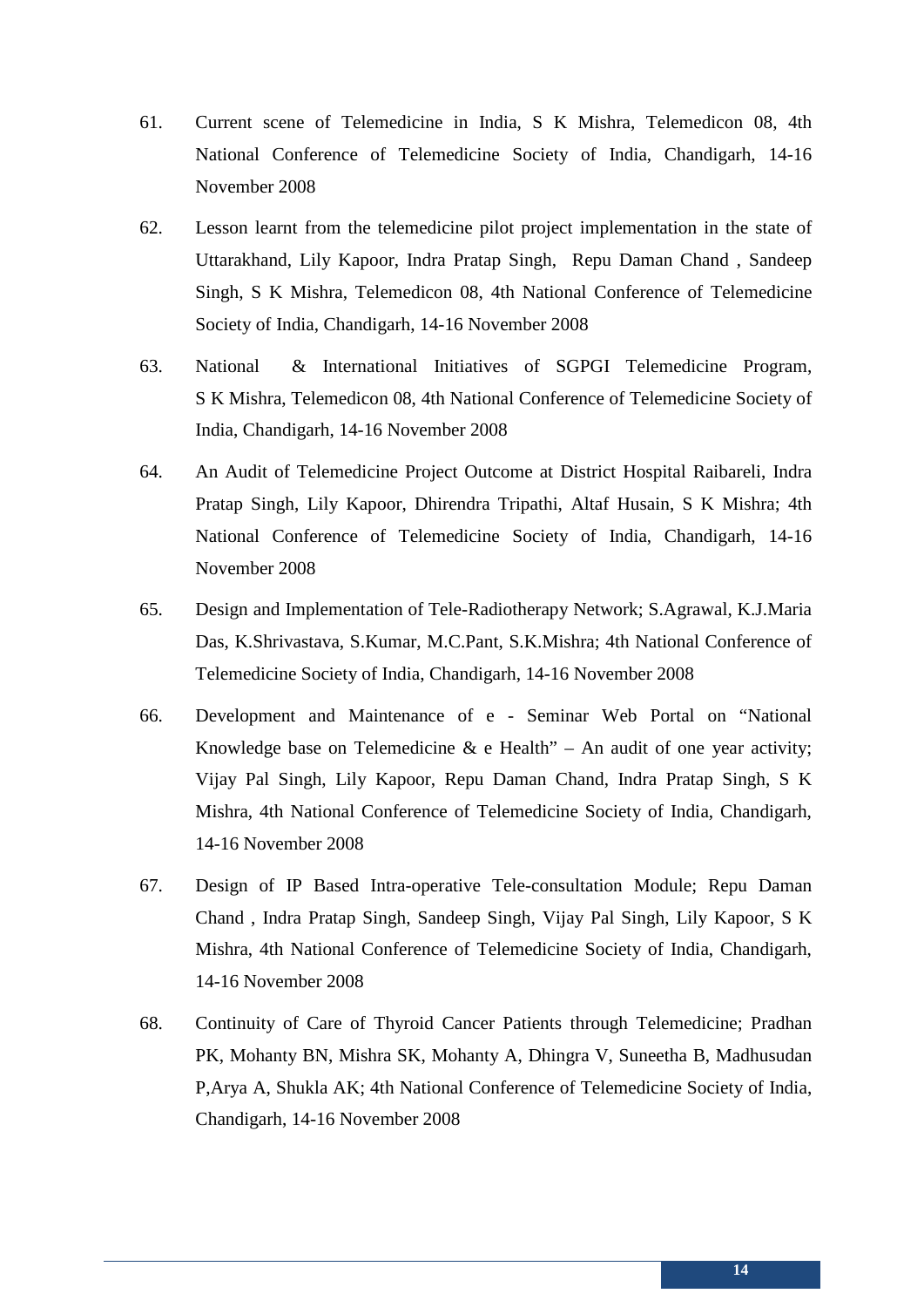61. Current scene of Telemedicine in India, S K Mishra, Telemedicon 08, 4th National Conference of Telemedicine Society of India, Chandigarh, 14-16 November 2008

62. Lesson learnt from the telemedicine pilot project implementation in the state of Uttarakhand, Lily Kapoor, Indra Pratap Singh, Repu Daman Chand , Sandeep Singh, S K Mishra, Telemedicon 08, 4th National Conference of Telemedicine Society of India, Chandigarh, 14-16 November 2008

63. National & International Initiatives of SGPGI Telemedicine Program, S K Mishra, Telemedicon 08, 4th National Conference of Telemedicine Society of India, Chandigarh, 14-16 November 2008

64. An Audit of Telemedicine Project Outcome at District Hospital Raibareli, Indra Pratap Singh, Lily Kapoor, Dhirendra Tripathi, Altaf Husain, S K Mishra; 4th National Conference of Telemedicine Society of India, Chandigarh, 14-16 November 2008

65. Design and Implementation of Tele-Radiotherapy Network; S.Agrawal, K.J.Maria Das, K.Shrivastava, S.Kumar, M.C.Pant, S.K.Mishra; 4th National Conference of Telemedicine Society of India, Chandigarh, 14-16 November 2008

66. Development and Maintenance of e - Seminar Web Portal on "National Knowledge base on Telemedicine & e Health" – An audit of one year activity; Vijay Pal Singh, Lily Kapoor, Repu Daman Chand, Indra Pratap Singh, S K Mishra, 4th National Conference of Telemedicine Society of India, Chandigarh, 14-16 November 2008

67. Design of IP Based Intra-operative Tele-consultation Module; Repu Daman Chand , Indra Pratap Singh, Sandeep Singh, Vijay Pal Singh, Lily Kapoor, S K Mishra, 4th National Conference of Telemedicine Society of India, Chandigarh, 14-16 November 2008

68. Continuity of Care of Thyroid Cancer Patients through Telemedicine; Pradhan PK, Mohanty BN, Mishra SK, Mohanty A, Dhingra V, Suneetha B, Madhusudan P,Arya A, Shukla AK; 4th National Conference of Telemedicine Society of India, Chandigarh, 14-16 November 2008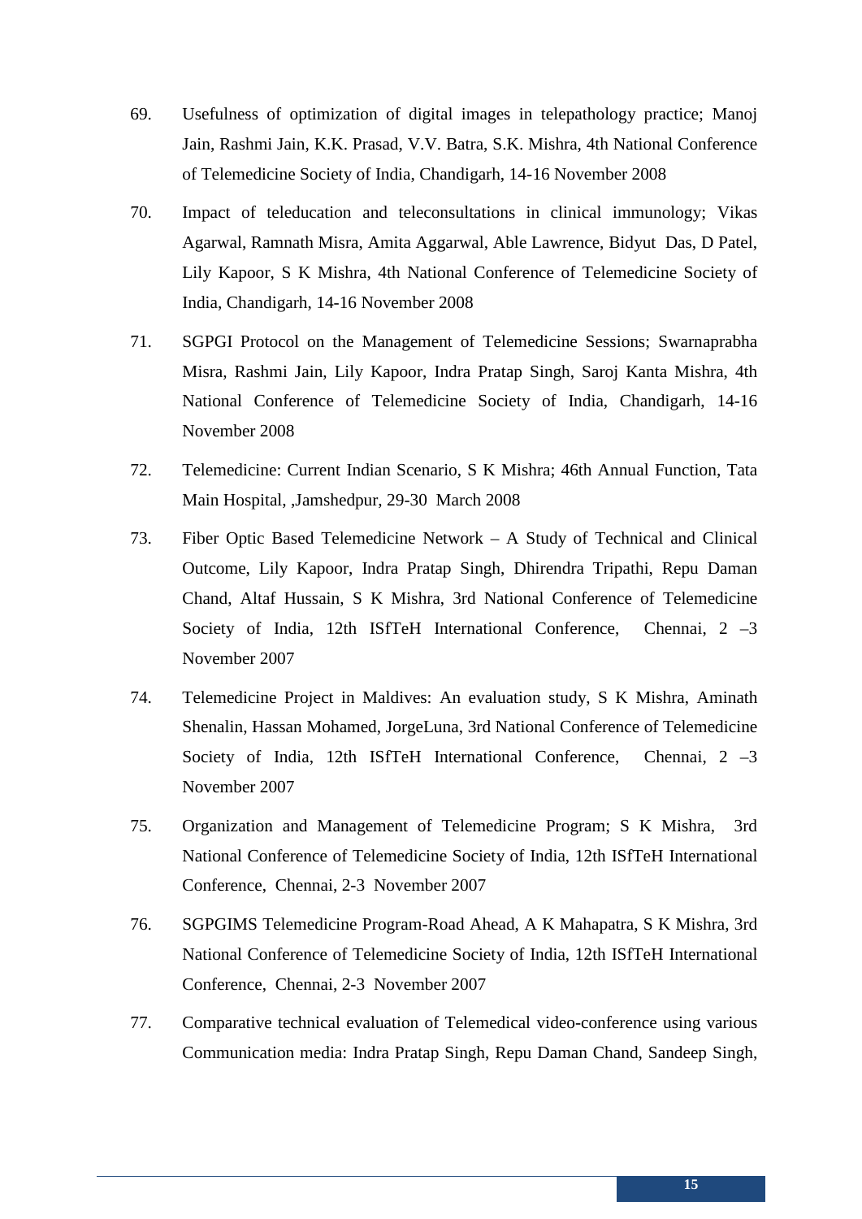69. Usefulness of optimization of digital images in telepathology practice; Manoj Jain, Rashmi Jain, K.K. Prasad, V.V. Batra, S.K. Mishra, 4th National Conference of Telemedicine Society of India, Chandigarh, 14-16 November 2008

70. Impact of teleducation and teleconsultations in clinical immunology; Vikas Agarwal, Ramnath Misra, Amita Aggarwal, Able Lawrence, Bidyut Das, D Patel, Lily Kapoor, S K Mishra, 4th National Conference of Telemedicine Society of India, Chandigarh, 14-16 November 2008

71. SGPGI Protocol on the Management of Telemedicine Sessions; Swarnaprabha Misra, Rashmi Jain, Lily Kapoor, Indra Pratap Singh, Saroj Kanta Mishra, 4th National Conference of Telemedicine Society of India, Chandigarh, 14-16 November 2008

72. Telemedicine: Current Indian Scenario, S K Mishra; 46th Annual Function, Tata Main Hospital, ,Jamshedpur, 29-30 March 2008

73. Fiber Optic Based Telemedicine Network – A Study of Technical and Clinical Outcome, Lily Kapoor, Indra Pratap Singh, Dhirendra Tripathi, Repu Daman Chand, Altaf Hussain, S K Mishra, 3rd National Conference of Telemedicine Society of India, 12th ISfTeH International Conference, Chennai, 2 –3 November 2007

74. Telemedicine Project in Maldives: An evaluation study, S K Mishra, Aminath Shenalin, Hassan Mohamed, JorgeLuna, 3rd National Conference of Telemedicine Society of India, 12th ISfTeH International Conference, Chennai, 2 –3 November 2007

75. Organization and Management of Telemedicine Program; S K Mishra, 3rd National Conference of Telemedicine Society of India, 12th ISfTeH International Conference, Chennai, 2-3 November 2007

76. SGPGIMS Telemedicine Program-Road Ahead, A K Mahapatra, S K Mishra, 3rd National Conference of Telemedicine Society of India, 12th ISfTeH International Conference, Chennai, 2-3 November 2007

77. Comparative technical evaluation of Telemedical video-conference using various Communication media: Indra Pratap Singh, Repu Daman Chand, Sandeep Singh,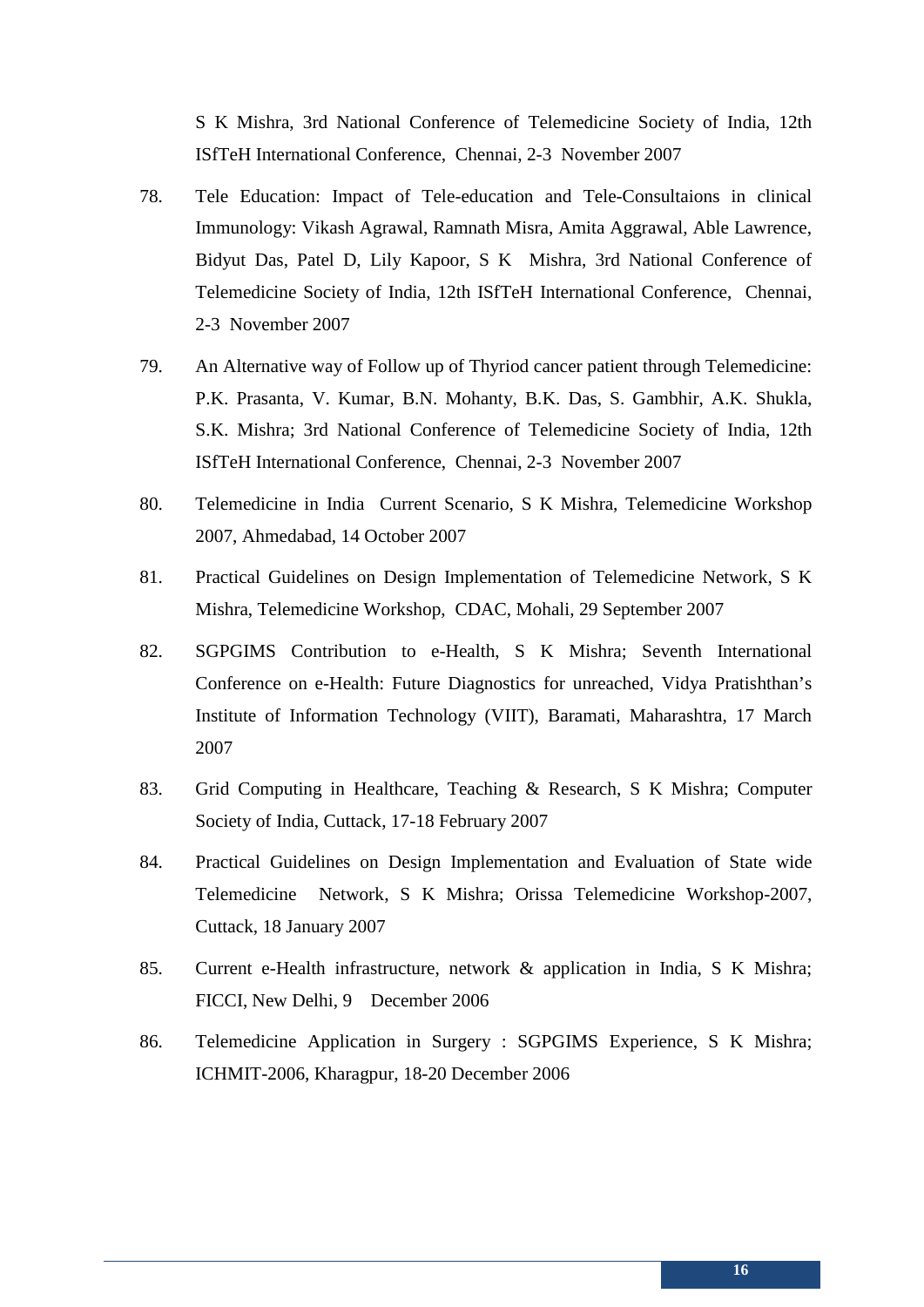S K Mishra, 3rd National Conference of Telemedicine Society of India, 12th ISfTeH International Conference, Chennai, 2-3 November 2007

78. Tele Education: Impact of Tele-education and Tele-Consultaions in clinical Immunology: Vikash Agrawal, Ramnath Misra, Amita Aggrawal, Able Lawrence, Bidyut Das, Patel D, Lily Kapoor, S K Mishra, 3rd National Conference of Telemedicine Society of India, 12th ISfTeH International Conference, Chennai, 2-3 November 2007

79. An Alternative way of Follow up of Thyriod cancer patient through Telemedicine: P.K. Prasanta, V. Kumar, B.N. Mohanty, B.K. Das, S. Gambhir, A.K. Shukla, S.K. Mishra; 3rd National Conference of Telemedicine Society of India, 12th ISfTeH International Conference, Chennai, 2-3 November 2007

80. Telemedicine in India Current Scenario, S K Mishra, Telemedicine Workshop 2007, Ahmedabad, 14 October 2007

81. Practical Guidelines on Design Implementation of Telemedicine Network, S K Mishra, Telemedicine Workshop, CDAC, Mohali, 29 September 2007

82. SGPGIMS Contribution to e-Health, S K Mishra; Seventh International Conference on e-Health: Future Diagnostics for unreached, Vidya Pratishthan's Institute of Information Technology (VIIT), Baramati, Maharashtra, 17 March 2007

83. Grid Computing in Healthcare, Teaching & Research, S K Mishra; Computer Society of India, Cuttack, 17-18 February 2007

84. Practical Guidelines on Design Implementation and Evaluation of State wide Telemedicine Network, S K Mishra; Orissa Telemedicine Workshop-2007, Cuttack, 18 January 2007

85. Current e-Health infrastructure, network & application in India, S K Mishra; FICCI, New Delhi, 9 December 2006

86. Telemedicine Application in Surgery : SGPGIMS Experience, S K Mishra; ICHMIT-2006, Kharagpur, 18-20 December 2006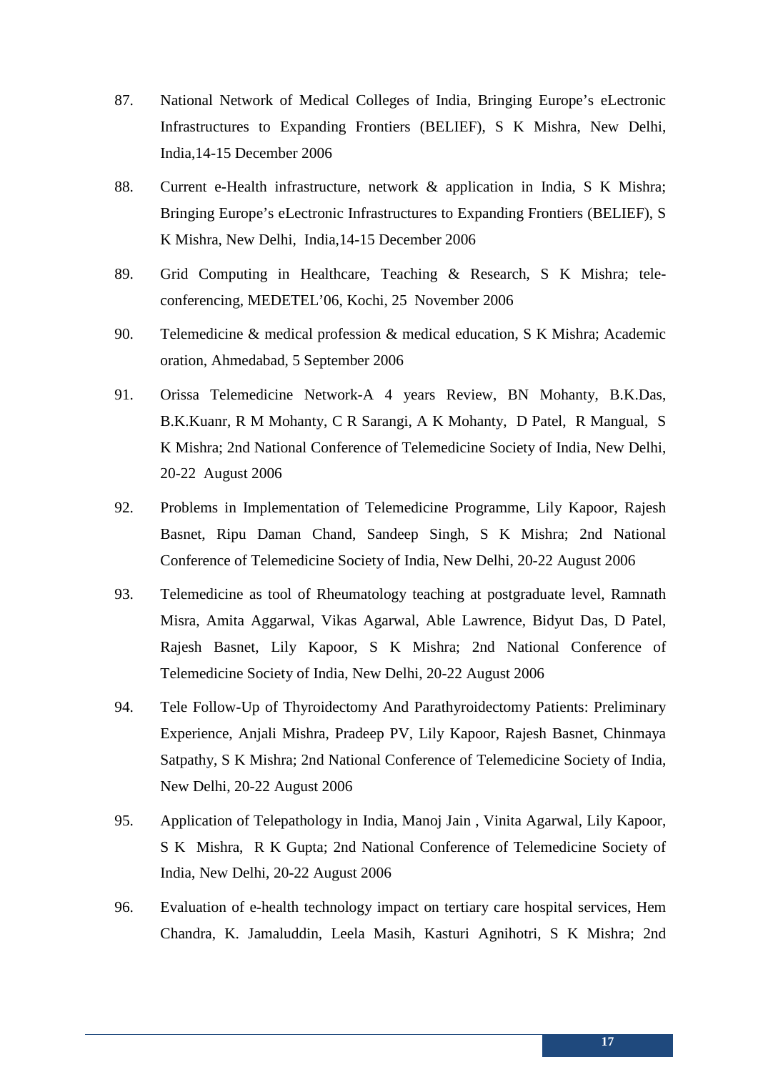87. National Network of Medical Colleges of India, Bringing Europe's eLectronic Infrastructures to Expanding Frontiers (BELIEF), S K Mishra, New Delhi, India,14-15 December 2006

88. Current e-Health infrastructure, network & application in India, S K Mishra; Bringing Europe's eLectronic Infrastructures to Expanding Frontiers (BELIEF), S K Mishra, New Delhi, India,14-15 December 2006

89. Grid Computing in Healthcare, Teaching & Research, S K Mishra; tele-conferencing, MEDETEL'06, Kochi, 25 November 2006

90. Telemedicine & medical profession & medical education, S K Mishra; Academic oration, Ahmedabad, 5 September 2006

91. Orissa Telemedicine Network-A 4 years Review, BN Mohanty, B.K.Das, B.K.Kuanr, R M Mohanty, C R Sarangi, A K Mohanty, D Patel, R Mangual, S K Mishra; 2nd National Conference of Telemedicine Society of India, New Delhi, 20-22 August 2006

92. Problems in Implementation of Telemedicine Programme, Lily Kapoor, Rajesh Basnet, Ripu Daman Chand, Sandeep Singh, S K Mishra; 2nd National Conference of Telemedicine Society of India, New Delhi, 20-22 August 2006

93. Telemedicine as tool of Rheumatology teaching at postgraduate level, Ramnath Misra, Amita Aggarwal, Vikas Agarwal, Able Lawrence, Bidyut Das, D Patel, Rajesh Basnet, Lily Kapoor, S K Mishra; 2nd National Conference of Telemedicine Society of India, New Delhi, 20-22 August 2006

94. Tele Follow-Up of Thyroidectomy And Parathyroidectomy Patients: Preliminary Experience, Anjali Mishra, Pradeep PV, Lily Kapoor, Rajesh Basnet, Chinmaya Satpathy, S K Mishra; 2nd National Conference of Telemedicine Society of India, New Delhi, 20-22 August 2006

95. Application of Telepathology in India, Manoj Jain , Vinita Agarwal, Lily Kapoor, S K Mishra, R K Gupta; 2nd National Conference of Telemedicine Society of India, New Delhi, 20-22 August 2006

96. Evaluation of e-health technology impact on tertiary care hospital services, Hem Chandra, K. Jamaluddin, Leela Masih, Kasturi Agnihotri, S K Mishra; 2nd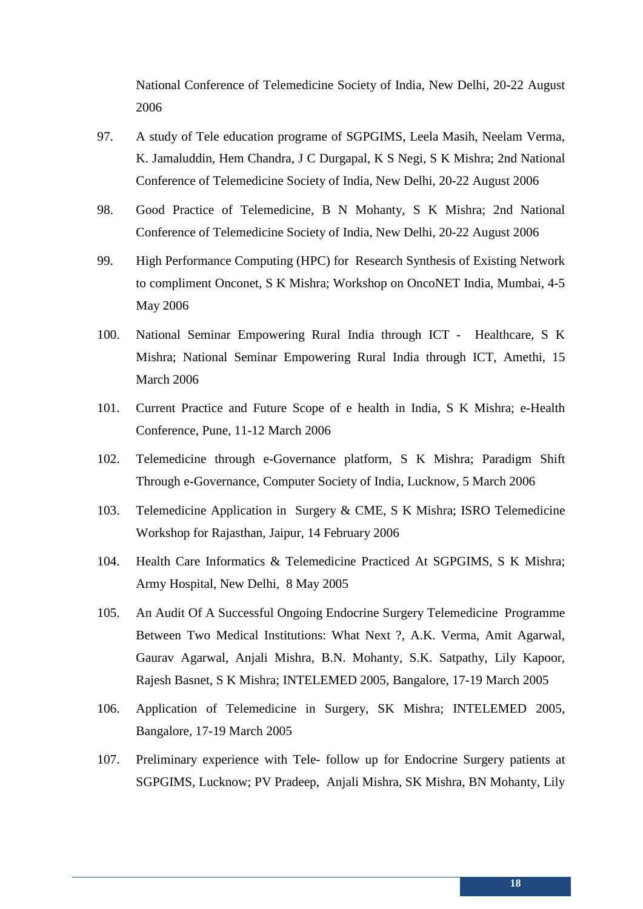National Conference of Telemedicine Society of India, New Delhi, 20-22 August 2006

97. A study of Tele education programe of SGPGIMS, Leela Masih, Neelam Verma, K. Jamaluddin, Hem Chandra, J C Durgapal, K S Negi, S K Mishra; 2nd National Conference of Telemedicine Society of India, New Delhi, 20-22 August 2006

98. Good Practice of Telemedicine, B N Mohanty, S K Mishra; 2nd National Conference of Telemedicine Society of India, New Delhi, 20-22 August 2006

99. High Performance Computing (HPC) for Research Synthesis of Existing Network to compliment Onconet, S K Mishra; Workshop on OncoNET India, Mumbai, 4-5 May 2006

100. National Seminar Empowering Rural India through ICT - Healthcare, S K Mishra; National Seminar Empowering Rural India through ICT, Amethi, 15 March 2006

101. Current Practice and Future Scope of e health in India, S K Mishra; e-Health Conference, Pune, 11-12 March 2006

102. Telemedicine through e-Governance platform, S K Mishra; Paradigm Shift Through e-Governance, Computer Society of India, Lucknow, 5 March 2006

103. Telemedicine Application in Surgery & CME, S K Mishra; ISRO Telemedicine Workshop for Rajasthan, Jaipur, 14 February 2006

104. Health Care Informatics & Telemedicine Practiced At SGPGIMS, S K Mishra; Army Hospital, New Delhi, 8 May 2005

105. An Audit Of A Successful Ongoing Endocrine Surgery Telemedicine Programme Between Two Medical Institutions: What Next ?, A.K. Verma, Amit Agarwal, Gaurav Agarwal, Anjali Mishra, B.N. Mohanty, S.K. Satpathy, Lily Kapoor, Rajesh Basnet, S K Mishra; INTELEMED 2005, Bangalore, 17-19 March 2005

106. Application of Telemedicine in Surgery, SK Mishra; INTELEMED 2005, Bangalore, 17-19 March 2005

107. Preliminary experience with Tele- follow up for Endocrine Surgery patients at SGPGIMS, Lucknow; PV Pradeep, Anjali Mishra, SK Mishra, BN Mohanty, Lily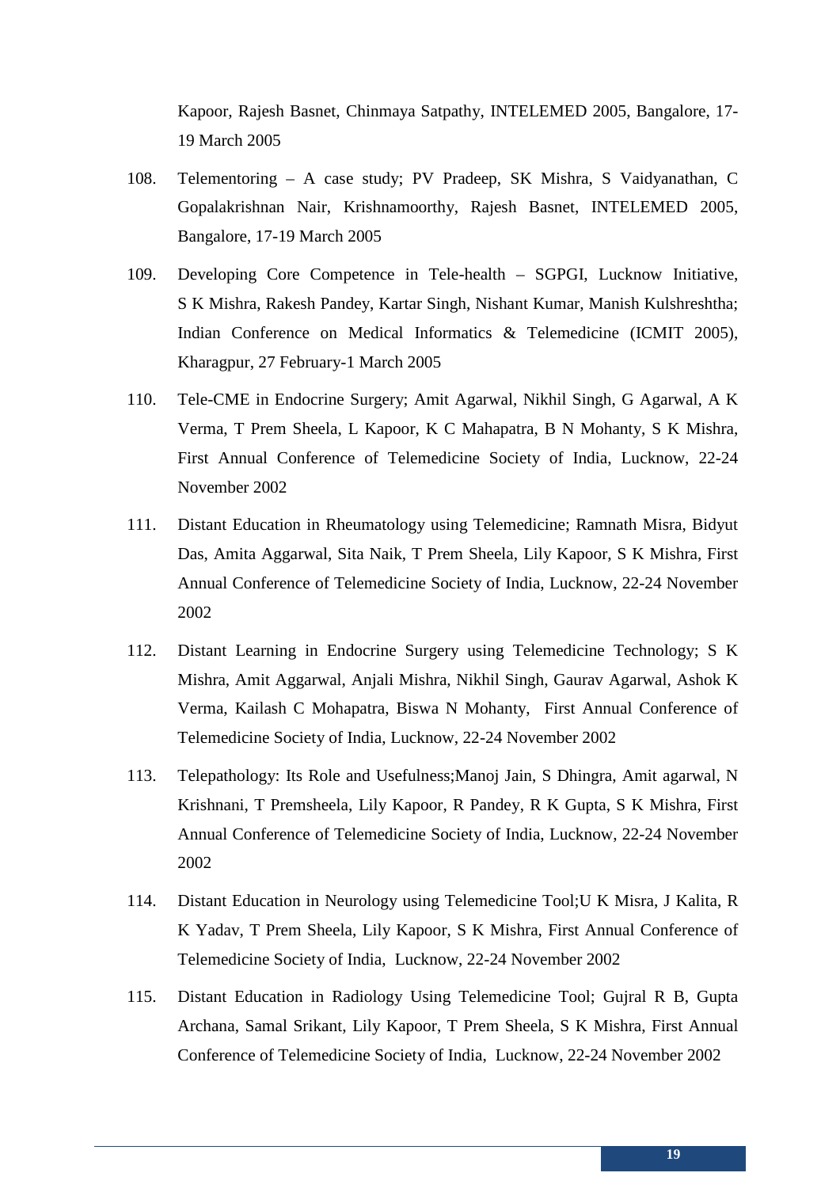Kapoor, Rajesh Basnet, Chinmaya Satpathy, INTELEMED 2005, Bangalore, 17-19 March 2005

108. Telementoring – A case study; PV Pradeep, SK Mishra, S Vaidyanathan, C Gopalakrishnan Nair, Krishnamoorthy, Rajesh Basnet, INTELEMED 2005, Bangalore, 17-19 March 2005

109. Developing Core Competence in Tele-health – SGPGI, Lucknow Initiative, S K Mishra, Rakesh Pandey, Kartar Singh, Nishant Kumar, Manish Kulshreshtha; Indian Conference on Medical Informatics & Telemedicine (ICMIT 2005), Kharagpur, 27 February-1 March 2005

110. Tele-CME in Endocrine Surgery; Amit Agarwal, Nikhil Singh, G Agarwal, A K Verma, T Prem Sheela, L Kapoor, K C Mahapatra, B N Mohanty, S K Mishra, First Annual Conference of Telemedicine Society of India, Lucknow, 22-24 November 2002

111. Distant Education in Rheumatology using Telemedicine; Ramnath Misra, Bidyut Das, Amita Aggarwal, Sita Naik, T Prem Sheela, Lily Kapoor, S K Mishra, First Annual Conference of Telemedicine Society of India, Lucknow, 22-24 November 2002

112. Distant Learning in Endocrine Surgery using Telemedicine Technology; S K Mishra, Amit Aggarwal, Anjali Mishra, Nikhil Singh, Gaurav Agarwal, Ashok K Verma, Kailash C Mohapatra, Biswa N Mohanty, First Annual Conference of Telemedicine Society of India, Lucknow, 22-24 November 2002

113. Telepathology: Its Role and Usefulness;Manoj Jain, S Dhingra, Amit agarwal, N Krishnani, T Premsheela, Lily Kapoor, R Pandey, R K Gupta, S K Mishra, First Annual Conference of Telemedicine Society of India, Lucknow, 22-24 November 2002

114. Distant Education in Neurology using Telemedicine Tool;U K Misra, J Kalita, R K Yadav, T Prem Sheela, Lily Kapoor, S K Mishra, First Annual Conference of Telemedicine Society of India, Lucknow, 22-24 November 2002

115. Distant Education in Radiology Using Telemedicine Tool; Gujral R B, Gupta Archana, Samal Srikant, Lily Kapoor, T Prem Sheela, S K Mishra, First Annual Conference of Telemedicine Society of India, Lucknow, 22-24 November 2002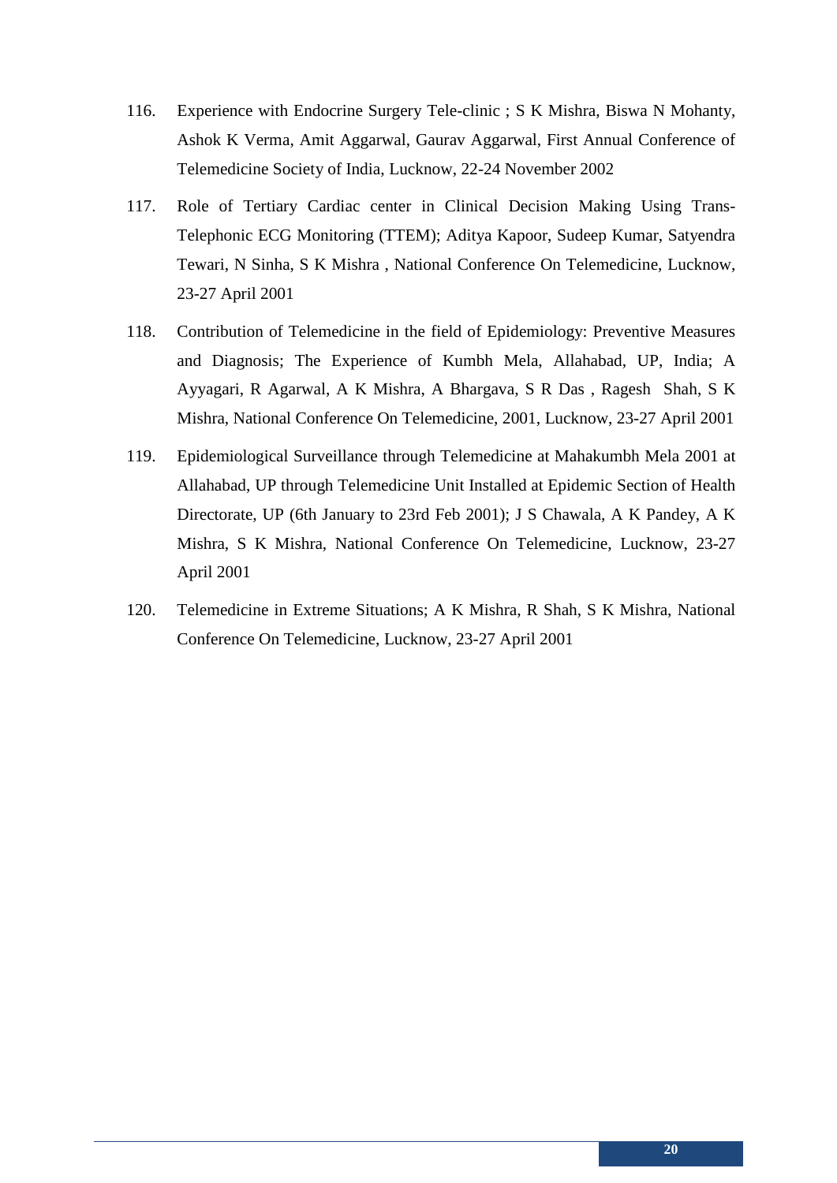116. Experience with Endocrine Surgery Tele-clinic ; S K Mishra, Biswa N Mohanty, Ashok K Verma, Amit Aggarwal, Gaurav Aggarwal, First Annual Conference of Telemedicine Society of India, Lucknow, 22-24 November 2002

117. Role of Tertiary Cardiac center in Clinical Decision Making Using Trans-Telephonic ECG Monitoring (TTEM); Aditya Kapoor, Sudeep Kumar, Satyendra Tewari, N Sinha, S K Mishra , National Conference On Telemedicine, Lucknow, 23-27 April 2001

118. Contribution of Telemedicine in the field of Epidemiology: Preventive Measures and Diagnosis; The Experience of Kumbh Mela, Allahabad, UP, India; A Ayyagari, R Agarwal, A K Mishra, A Bhargava, S R Das , Ragesh Shah, S K Mishra, National Conference On Telemedicine, 2001, Lucknow, 23-27 April 2001

119. Epidemiological Surveillance through Telemedicine at Mahakumbh Mela 2001 at Allahabad, UP through Telemedicine Unit Installed at Epidemic Section of Health Directorate, UP (6th January to 23rd Feb 2001); J S Chawala, A K Pandey, A K Mishra, S K Mishra, National Conference On Telemedicine, Lucknow, 23-27 April 2001

120. Telemedicine in Extreme Situations; A K Mishra, R Shah, S K Mishra, National Conference On Telemedicine, Lucknow, 23-27 April 2001